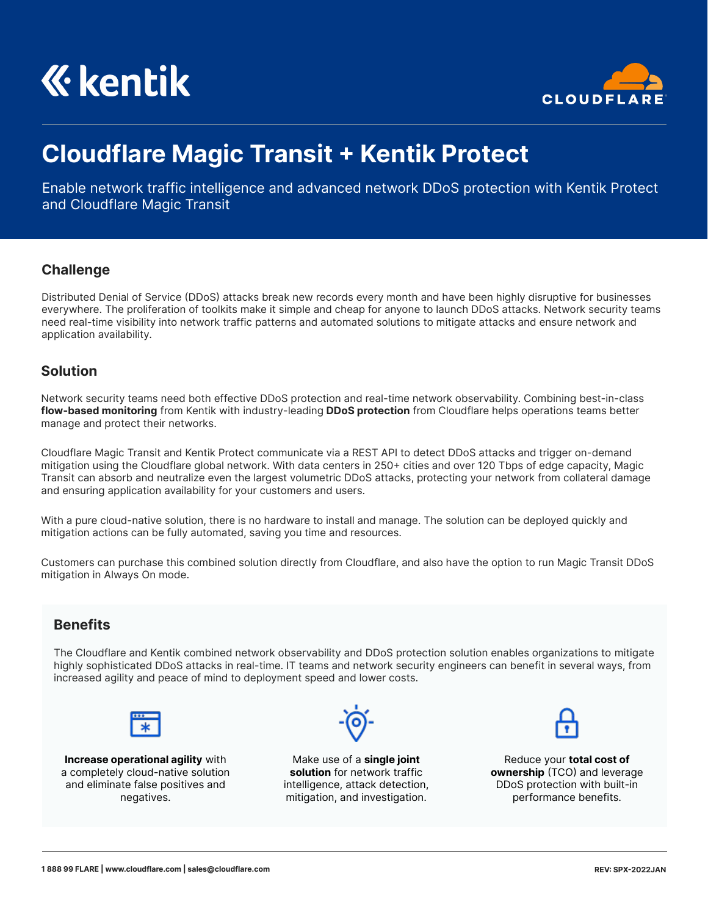# Cloudflare Magic Transit + Kentik Protect

Enable network traffic intelligence and advanced network DDoS protection with Kentik Protect and Cloudflare Magic Transit

## Challenge

Distributed Denial of Service (DDoS) attacks break new records every month and have been highly disruptive for businesses everywhere. The proliferation of toolkits make it simple and cheap for anyone to launch DDoS attacks. Network security teams need real-time visibility into network traffic patterns and automated solutions to mitigate attacks and ensure network and application availability.

## Solution

Network security teams need both effective DDoS protection and real-time network observability. Combining best-in-class **flow-based monitoring** from Kentik with industry-leading **DDoS protection** from Cloudflare helps operations teams better manage and protect their networks.

Cloudflare Magic Transit and Kentik Protect communicate via a REST API to detect DDoS attacks and trigger on-demand mitigation using the Cloudflare global network. With data centers in 250+ cities and over 120 Tbps of edge capacity, Magic Transit can absorb and neutralize even the largest volumetric DDoS attacks, protecting your network from collateral damage and ensuring application availability for your customers and users.

With a pure cloud-native solution, there is no hardware to install and manage. The solution can be deployed quickly and mitigation actions can be fully automated, saving you time and resources.

Customers can purchase this combined solution directly from Cloudflare, and also have the option to run Magic Transit DDoS mitigation in Always On mode.

## Benefits

The Cloudflare and Kentik combined network observability and DDoS protection solution enables organizations to mitigate highly sophisticated DDoS attacks in real-time. IT teams and network security engineers can benefit in several ways, from increased agility and peace of mind to deployment speed and lower costs.

**Increase operational agility** with a completely cloud-native solution and eliminate false positives and negatives.

Make use of a **single joint solution** for network traffic intelligence, attack detection, mitigation, and investigation.

Reduce your **total cost of ownership** (TCO) and leverage DDoS protection with built-in performance benefits.

1 888 99 FLARE | www.cloudflare.com | sales@cloudflare.com

REV: SPX-2022JAN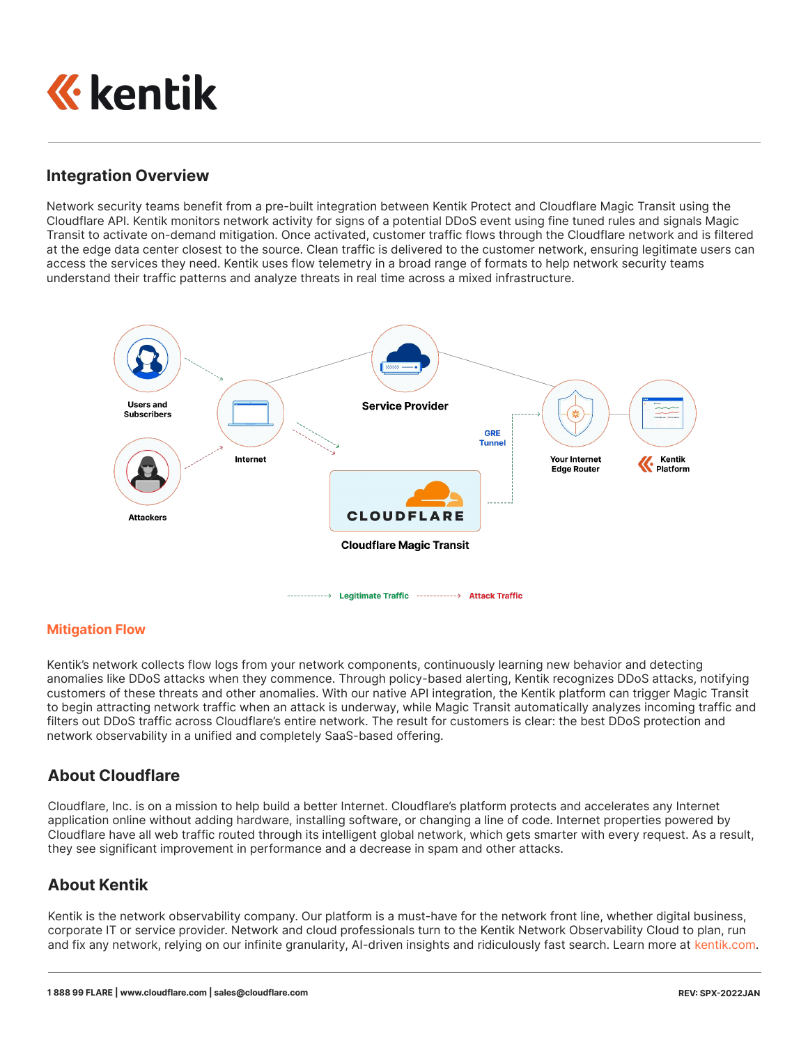# kentik

## Integration Overview

Network security teams benefit from a pre-built integration between Kentik Protect and Cloudflare Magic Transit using the Cloudflare API. Kentik monitors network activity for signs of a potential DDoS event using fine tuned rules and signals Magic Transit to activate on-demand mitigation. Once activated, customer traffic flows through the Cloudflare network and is filtered at the edge data center closest to the source. Clean traffic is delivered to the customer network, ensuring legitimate users can access the services they need. Kentik uses flow telemetry in a broad range of formats to help network security teams understand their traffic patterns and analyze threats in real time across a mixed infrastructure.

Users and Subscribers

Attackers

Internet

Service Provider

GRE Tunnel

Your Internet Edge Router

Kentik Platform

CLOUDFLARE

Cloudflare Magic Transit

Legitimate Traffic

Attack Traffic

## Mitigation Flow

Kentik's network collects flow logs from your network components, continuously learning new behavior and detecting anomalies like DDoS attacks when they commence. Through policy-based alerting, Kentik recognizes DDoS attacks, notifying customers of these threats and other anomalies. With our native API integration, the Kentik platform can trigger Magic Transit to begin attracting network traffic when an attack is underway, while Magic Transit automatically analyzes incoming traffic and filters out DDoS traffic across Cloudflare's entire network. The result for customers is clear: the best DDoS protection and network observability in a unified and completely SaaS-based offering.

## About Cloudflare

Cloudflare, Inc. is on a mission to help build a better Internet. Cloudflare's platform protects and accelerates any Internet application online without adding hardware, installing software, or changing a line of code. Internet properties powered by Cloudflare have all web traffic routed through its intelligent global network, which gets smarter with every request. As a result, they see significant improvement in performance and a decrease in spam and other attacks.

## About Kentik

Kentik is the network observability company. Our platform is a must-have for the network front line, whether digital business, corporate IT or service provider. Network and cloud professionals turn to the Kentik Network Observability Cloud to plan, run and fix any network, relying on our infinite granularity, AI-driven insights and ridiculously fast search. Learn more at kentik.com.

1 888 99 FLARE | www.cloudflare.com | sales@cloudflare.com

REV: SPX-2022JAN